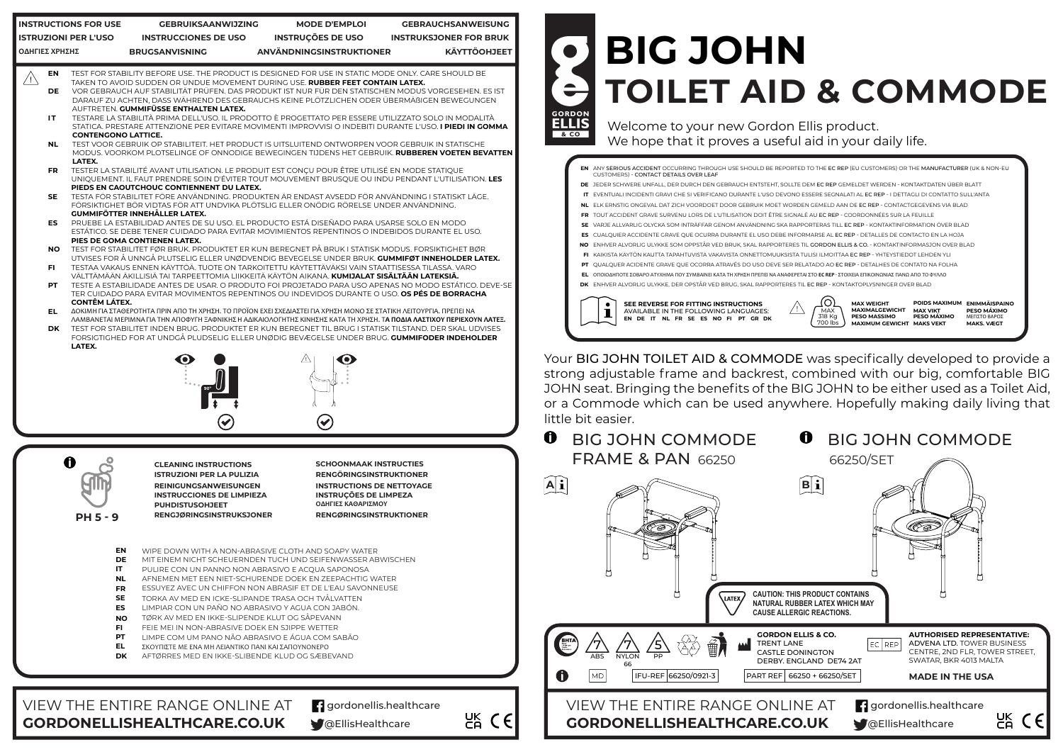# BIG JOHN TOILET AID & COMMODE

GORDON ELLIS & CO

Welcome to your new Gordon Ellis product.
We hope that it proves a useful aid in your daily life.

INSTRUCTIONS FOR USE | GEBRUIKSAANWIJZING | MODE D'EMPLOI | GEBRAUCHSANWEISUNG | ISTRUZIONI PER L'USO | INSTRUCCIONES DE USO | INSTRUÇÕES DE USO | INSTRUKSJONER FOR BRUK | ΟΔΗΓΙΕΣ ΧΡΗΣΗΣ | BRUGSANVISNING | ANVÄNDNINGSINSTRUKTIONER | KÄYTTÖOHJEET

**EN** TEST FOR STABILITY BEFORE USE. THE PRODUCT IS DESIGNED FOR USE IN STATIC MODE ONLY. CARE SHOULD BE TAKEN TO AVOID SUDDEN OR UNDUE MOVEMENT DURING USE. **RUBBER FEET CONTAIN LATEX.**

**DE** VOR GEBRAUCH AUF STABILITÄT PRÜFEN. DAS PRODUKT IST NUR FÜR DEN STATISCHEN MODUS VORGESEHEN. ES IST DARAUF ZU ACHTEN, DASS WÄHREND DES GEBRAUCHS KEINE PLÖTZLICHEN ODER ÜBERMÄßIGEN BEWEGUNGEN AUFTRETEN. **GUMMIFÜSSE ENTHALTEN LATEX.**

**IT** TESTARE LA STABILITÀ PRIMA DELL'USO. IL PRODOTTO È PROGETTATO PER ESSERE UTILIZZATO SOLO IN MODALITÀ STATICA. PRESTARE ATTENZIONE PER EVITARE MOVIMENTI IMPROVVISI O INDEBITI DURANTE L'USO. **I PIEDI IN GOMMA CONTENGONO LATTICE.**

**NL** TEST VOOR GEBRUIK OP STABILITEIT. HET PRODUCT IS UITSLUITEND ONTWORPEN VOOR GEBRUIK IN STATISCHE MODUS. VOORKOM PLOTSELINGE OF ONNODIGE BEWEGINGEN TIJDENS HET GEBRUIK. **RUBBEREN VOETEN BEVATTEN LATEX.**

**FR** TESTER LA STABILITÉ AVANT UTILISATION. LE PRODUIT EST CONÇU POUR ÊTRE UTILISÉ EN MODE STATIQUE UNIQUEMENT. IL FAUT PRENDRE SOIN D'ÉVITER TOUT MOUVEMENT BRUSQUE OU INDU PENDANT L'UTILISATION. **LES PIEDS EN CAOUTCHOUC CONTIENNENT DU LATEX.**

**SE** TESTA FÖR STABILITET FÖRE ANVÄNDNING. PRODUKTEN ÄR ENDAST AVSEDD FÖR ANVÄNDNING I STATISKT LÄGE. FÖRSIKTIGHET BÖR VIDTAS FÖR ATT UNDVIKA PLÖTSLIG ELLER ONÖDIG RÖRELSE UNDER ANVÄNDNING. **GUMMIFÖTTER INNEHÅLLER LATEX.**

**ES** PRUEBE LA ESTABILIDAD ANTES DE SU USO. EL PRODUCTO ESTÁ DISEÑADO PARA USARSE SOLO EN MODO ESTÁTICO. SE DEBE TENER CUIDADO PARA EVITAR MOVIMIENTOS REPENTINOS O INDEBIDOS DURANTE EL USO. **PIES DE GOMA CONTIENEN LÁTEX.**

**NO** TEST FOR STABILITET FØR BRUK. PRODUKTET ER KUN BEREGNET PÅ BRUK I STATISK MODUS. FORSIKTIGHET BØR UTVISES FOR Å UNNGÅ PLUTSELIG ELLER UNØDVENDIG BEVEGELSE UNDER BRUK. **GUMMIFØT INNEHOLDER LATEX.**

**FI** TESTAA VAKAUS ENNEN KÄYTTÖÄ. TUOTE ON TARKOITETTU KÄYTETTÄVÄKSI VAIN STAATTISESSA TILASSA. VARO VÄLTTÄMÄÄN ÄKILLISIÄ TAI TARPEETTOMIA LIIKKEITÄ KÄYTÖN AIKANA. **KUMIJALAT SISÄLTÄÄN LATEKSIA.**

**PT** TESTE A ESTABILIDADE ANTES DE USAR. O PRODUTO FOI PROJETADO PARA USO APENAS NO MODO ESTÁTICO. DEVE-SE TER CUIDADO PARA EVITAR MOVIMENTOS REPENTINOS OU INDEVIDOS DURANTE O USO. **OS PÉS DE BORRACHA CONTÊM LÁTEX.**

**EL** ΔΟΚΙΜΗ ΓΙΑ ΣΤΑΘΕΡΟΤΗΤΑ ΠΡΙΝ ΑΠΟ ΤΗ ΧΡΗΣΗ. ΤΟ ΠΡΟΪΟΝ ΕΧΕΙ ΣΧΕΔΙΑΣΤΕΙ ΓΙΑ ΧΡΗΣΗ ΜΟΝΟ ΣΕ ΣΤΑΤΙΚΗ ΛΕΙΤΟΥΡΓΙΑ. ΠΡΕΠΕΙ ΝΑ ΛΑΜΒΑΝΕΤΑΙ ΜΕΡΙΜΝΑ ΓΙΑ ΤΗΝ ΑΠΟΦΥΓΗ ΞΑΦΝΙΚΗΣ Η ΑΔΙΚΑΙΟΛΟΓΗΤΗΣ ΚΙΝΗΣΗΣ ΚΑΤΑ ΤΗ ΧΡΗΣΗ. **ΤΑ ΠΟΔΙΑ ΛΑΣΤΙΧΟΥ ΠΕΡΙΕΧΟΥΝ ΛΑΤΕΞ.**

**DK** TEST FOR STABILITET INDEN BRUG. PRODUKTET ER KUN BEREGNET TIL BRUG I STATISK TILSTAND. DER SKAL UDVISES FORSIGTIGHED FOR AT UNDGÅ PLUDSELIG ELLER UNØDIG BEVÆGELSE UNDER BRUG. **GUMMIFODER INDEHOLDER LATEX.**

90°

**CLEANING INSTRUCTIONS | SCHOONMAAK INSTRUCTIES | ISTRUZIONI PER LA PULIZIA | RENGÖRINGSINSTRUKTIONER | REINIGUNGSANWEISUNGEN | INSTRUCTIONS DE NETTOYAGE | INSTRUCCIONES DE LIMPIEZA | INSTRUÇÕES DE LIMPEZA | PUHDISTUSOHJEET | ΟΔΗΓΙΕΣ ΚΑΘΑΡΙΣΜΟΥ | RENGJØRINGSINSTRUKSJONER | RENGØRINGSINSTRUKTIONER**

PH 5 - 9

- **EN** WIPE DOWN WITH A NON-ABRASIVE CLOTH AND SOAPY WATER
- **DE** MIT EINEM NICHT SCHEUERNDEN TUCH UND SEIFENWASSER ABWISCHEN
- **IT** PULIRE CON UN PANNO NON ABRASIVO E ACQUA SAPONOSA
- **NL** AFNEMEN MET EEN NIET-SCHURENDE DOEK EN ZEEPACHTIG WATER
- **FR** ESSUYEZ AVEC UN CHIFFON NON ABRASIF ET DE L'EAU SAVONNEUSE
- **SE** TORKA AV MED EN ICKE-SLIPANDE TRASA OCH TVÅLVATTEN
- **ES** LIMPIAR CON UN PAÑO NO ABRASIVO Y AGUA CON JABÓN.
- **NO** TØRK AV MED EN IKKE-SLIPENDE KLUT OG SÅPEVANN
- **FI** FEIE MEI IN NON-ABRASIVE DOEK EN SJIPPE WETTER
- **PT** LIMPE COM UM PANO NÃO ABRASIVO E ÁGUA COM SABÃO
- **EL** ΣΚΟΥΠΙΣΤΕ ΜΕ ΕΝΑ ΜΗ ΛΕΙΑΝΤΙΚΟ ΠΑΝΙ ΚΑΙ ΣΑΠΟΥΝΟΝΕΡΟ
- **DK** AFTØRRES MED EN IKKE-SLIBENDE KLUD OG SÆBEVAND

**EN** ANY **SERIOUS ACCIDENT** OCCURRING THROUGH USE SHOULD BE REPORTED TO THE **EC REP** (EU CUSTOMERS) OR THE **MANUFACTURER** (UK & NON-EU CUSTOMERS) - **CONTACT DETAILS OVER LEAF**

**DE** JEDER SCHWERE UNFALL, DER DURCH DEN GEBRAUCH ENTSTEHT, SOLLTE DEM **EC REP** GEMELDET WERDEN - KONTAKTDATEN ÜBER BLATT

**IT** EVENTUALI INCIDENTI GRAVI CHE SI VERIFICANO DURANTE L'USO DEVONO ESSERE SEGNALATI AL **EC REP** - I DETTAGLI DI CONTATTO SULL'ANTA

**NL** ELK ERNSTIG ONGEVAL DAT ZICH VOORDOET DOOR GEBRUIK MOET WORDEN GEMELD AAN DE **EC REP** - CONTACTGEGEVENS VIA BLAD

**FR** TOUT ACCIDENT GRAVE SURVENU LORS DE L'UTILISATION DOIT ÊTRE SIGNALÉ AU **EC REP** - COORDONNÉES SUR LA FEUILLE

**SE** VARJE ALLVARLIG OLYCKA SOM INTRÄFFAR GENOM ANVÄNDNING SKA RAPPORTERAS TILL **EC REP** - KONTAKTINFORMATION ÖVER BLAD

**ES** CUALQUIER ACCIDENTE GRAVE QUE OCURRA DURANTE EL USO DEBE INFORMARSE AL **EC REP** - DETALLES DE CONTACTO EN LA HOJA

**NO** ENHVER ALVORLIG ULYKKE SOM OPPSTÅR VED BRUK, SKAL RAPPORTERES TIL **GORDON ELLIS & CO.** - KONTAKTINFORMASJON OVER BLAD

**FI** KAIKISTA KÄYTÖN KAUTTA TAPAHTUVISTA VAKAVISTA ONNETTOMUUKSISTA TULISI ILMOITTAA **EC REP** - YHTEYSTIEDOT LEHDEN YLI

**PT** QUALQUER ACIDENTE GRAVE QUE OCORRA ATRAVÉS DO USO DEVE SER RELATADO AO **EC REP** - DETALHES DE CONTATO NA FOLHA

**EL** ΟΠΟΙΟΔΗΠΟΤΕ ΣΟΒΑΡΟ ΑΤΥΧΗΜΑ ΠΟΥ ΣΥΜΒΑΙΝΕΙ ΚΑΤΑ ΤΗ ΧΡΗΣΗ ΠΡΕΠΕΙ ΝΑ ΑΝΑΦΕΡΕΤΑΙ ΣΤΟ **EC REP** - ΣΤΟΙΧΕΙΑ ΕΠΙΚΟΙΝΩΝΙΑΣ ΠΑΝΩ ΑΠΟ ΤΟ ΦΥΛΛΟ

**DK** ENHVER ALVORLIG ULYKKE, DER OPSTÅR VED BRUG, SKAL RAPPORTERES TIL **EC REP** - KONTAKTOPLYSNINGER OVER BLAD

**SEE REVERSE FOR FITTING INSTRUCTIONS**
AVAILABLE IN THE FOLLOWING LANGUAGES:
**EN DE IT NL FR SE ES NO FI PT GR DK**

MAX 318 Kg 700 lbs

**MAX WEIGHT | MAXIMALGEWICHT | PESO MASSIMO | MAXIMUM GEWICHT | POIDS MAXIMUM | MAX VIKT | PESO MÁXIMO | MAKS VEKT | ENIMMÄISPAINO | PESO MÁXIMO | ΜΕΓΙΣΤΟ ΒΑΡΟΣ | MAKS. VÆGT**

Your **BIG JOHN TOILET AID & COMMODE** was specifically developed to provide a strong adjustable frame and backrest, combined with our big, comfortable BIG JOHN seat. Bringing the benefits of the BIG JOHN to be either used as a Toilet Aid, or a Commode which can be used anywhere. Hopefully making daily living that little bit easier.

## BIG JOHN COMMODE FRAME & PAN 66250

A

## BIG JOHN COMMODE 66250/SET

B

**CAUTION: THIS PRODUCT CONTAINS NATURAL RUBBER LATEX WHICH MAY CAUSE ALLERGIC REACTIONS.**

7 ABS | 7 NYLON 66 | 5 PP

**GORDON ELLIS & CO.**
TRENT LANE
CASTLE DONINGTON
DERBY. ENGLAND DE74 2AT

**AUTHORISED REPRESENTATIVE:**
**ADVENA LTD.** TOWER BUSINESS CENTRE, 2ND FLR, TOWER STREET, SWATAR, BKR 4013 MALTA

MD | IFU-REF 66250/0921-3 | PART REF 66250 + 66250/SET

**MADE IN THE USA**

VIEW THE ENTIRE RANGE ONLINE AT
**GORDONELLISHEALTHCARE.CO.UK**

gordonellis.healthcare
@EllisHealthcare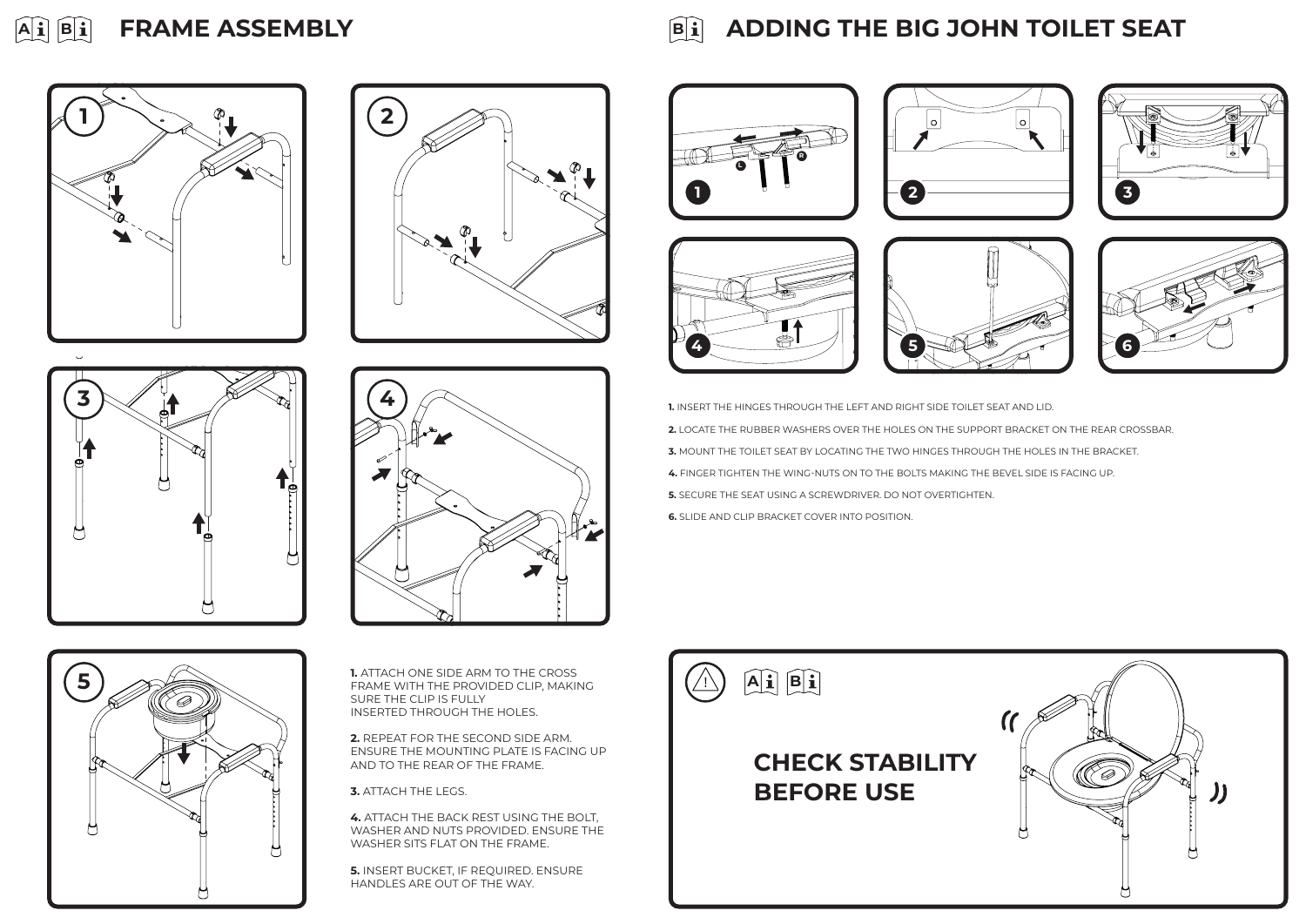# FRAME ASSEMBLY

**1.** ATTACH ONE SIDE ARM TO THE CROSS FRAME WITH THE PROVIDED CLIP, MAKING SURE THE CLIP IS FULLY INSERTED THROUGH THE HOLES.

**2.** REPEAT FOR THE SECOND SIDE ARM. ENSURE THE MOUNTING PLATE IS FACING UP AND TO THE REAR OF THE FRAME.

**3.** ATTACH THE LEGS.

**4.** ATTACH THE BACK REST USING THE BOLT, WASHER AND NUTS PROVIDED. ENSURE THE WASHER SITS FLAT ON THE FRAME.

**5.** INSERT BUCKET, IF REQUIRED. ENSURE HANDLES ARE OUT OF THE WAY.

# ADDING THE BIG JOHN TOILET SEAT

**1.** INSERT THE HINGES THROUGH THE LEFT AND RIGHT SIDE TOILET SEAT AND LID.

**2.** LOCATE THE RUBBER WASHERS OVER THE HOLES ON THE SUPPORT BRACKET ON THE REAR CROSSBAR.

**3.** MOUNT THE TOILET SEAT BY LOCATING THE TWO HINGES THROUGH THE HOLES IN THE BRACKET.

**4.** FINGER TIGHTEN THE WING-NUTS ON TO THE BOLTS MAKING THE BEVEL SIDE IS FACING UP.

**5.** SECURE THE SEAT USING A SCREWDRIVER. DO NOT OVERTIGHTEN.

**6.** SLIDE AND CLIP BRACKET COVER INTO POSITION.

**CHECK STABILITY BEFORE USE**